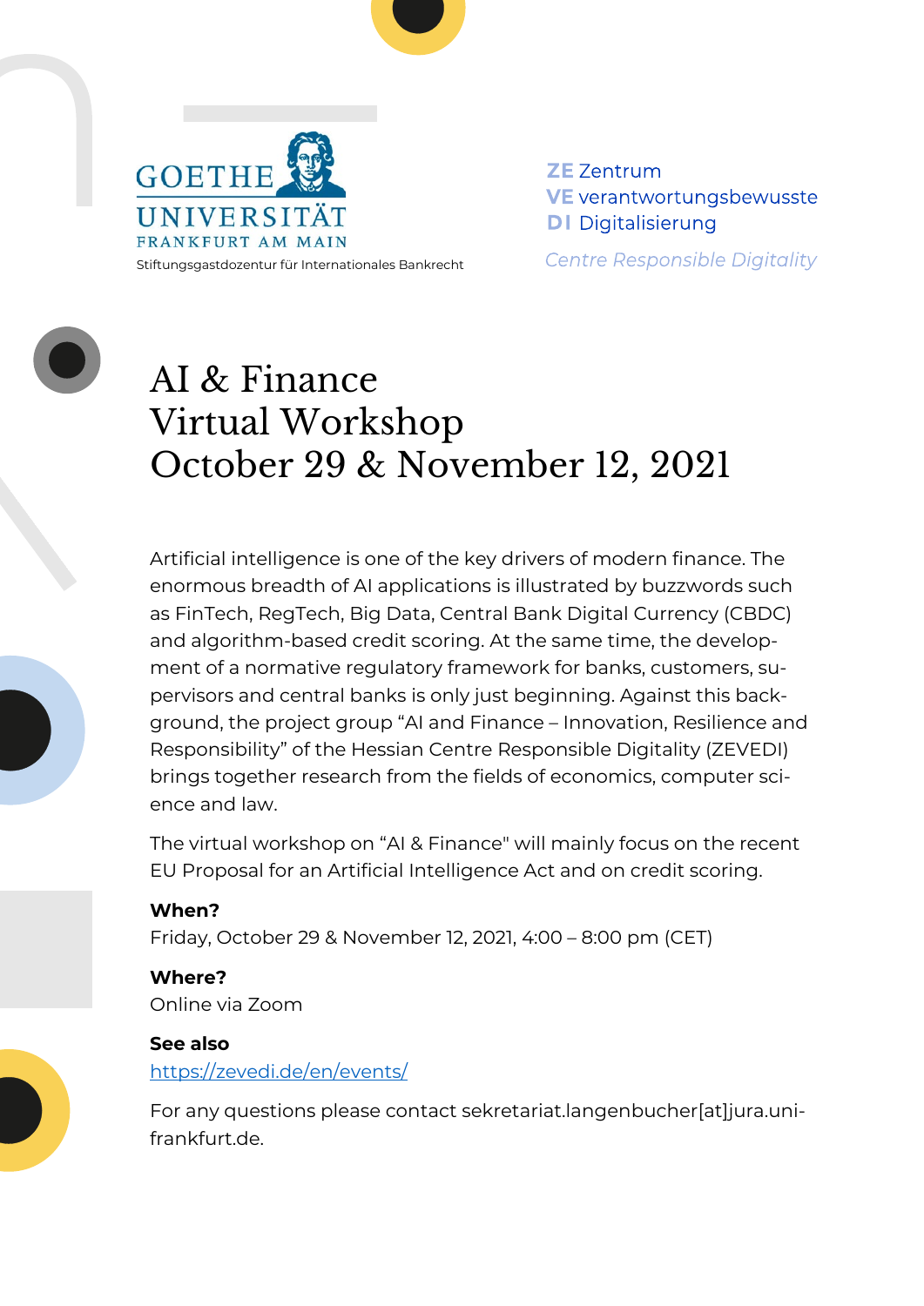GOETHE
UNIVERSITÄT
FRANKFURT AM MAIN

Stiftungsgastdozentur für Internationales Bankrecht

**ZE** Zentrum
**VE** verantwortungsbewusste
**DI** Digitalisierung

*Centre Responsible Digitality*

# AI & Finance Virtual Workshop October 29 & November 12, 2021

Artificial intelligence is one of the key drivers of modern finance. The enormous breadth of AI applications is illustrated by buzzwords such as FinTech, RegTech, Big Data, Central Bank Digital Currency (CBDC) and algorithm-based credit scoring. At the same time, the development of a normative regulatory framework for banks, customers, supervisors and central banks is only just beginning. Against this background, the project group "AI and Finance – Innovation, Resilience and Responsibility" of the Hessian Centre Responsible Digitality (ZEVEDI) brings together research from the fields of economics, computer science and law.

The virtual workshop on "AI & Finance" will mainly focus on the recent EU Proposal for an Artificial Intelligence Act and on credit scoring.

**When?**
Friday, October 29 & November 12, 2021, 4:00 – 8:00 pm (CET)

**Where?**
Online via Zoom

**See also**
https://zevedi.de/en/events/

For any questions please contact sekretariat.langenbucher[at]jura.uni-frankfurt.de.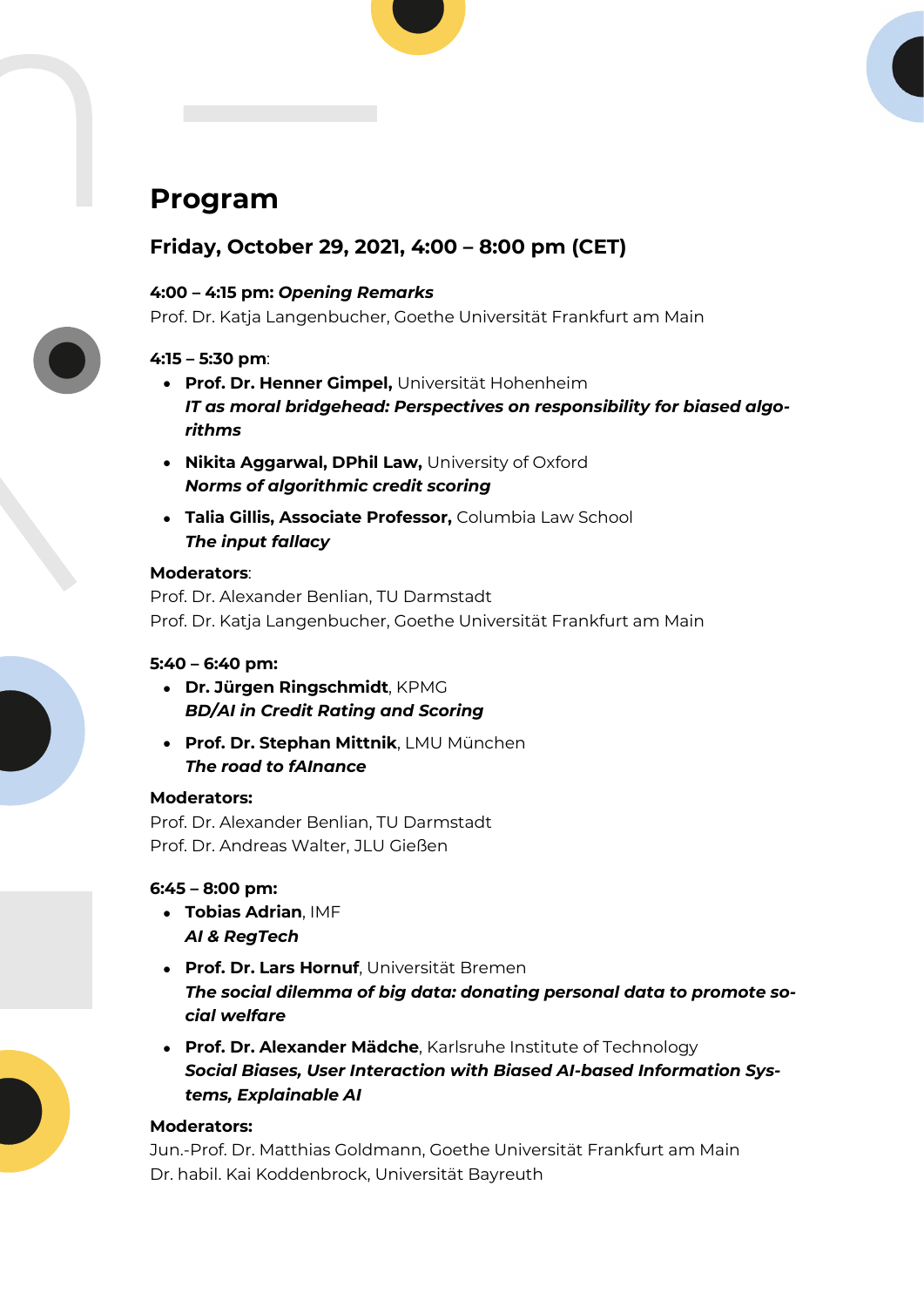# Program

## Friday, October 29, 2021, 4:00 – 8:00 pm (CET)

**4:00 – 4:15 pm:** ***Opening Remarks***
Prof. Dr. Katja Langenbucher, Goethe Universität Frankfurt am Main

**4:15 – 5:30 pm**:

- **Prof. Dr. Henner Gimpel,** Universität Hohenheim
  ***IT as moral bridgehead: Perspectives on responsibility for biased algorithms***
- **Nikita Aggarwal, DPhil Law,** University of Oxford
  ***Norms of algorithmic credit scoring***
- **Talia Gillis, Associate Professor,** Columbia Law School
  ***The input fallacy***

**Moderators**:
Prof. Dr. Alexander Benlian, TU Darmstadt
Prof. Dr. Katja Langenbucher, Goethe Universität Frankfurt am Main

**5:40 – 6:40 pm:**

- **Dr. Jürgen Ringschmidt**, KPMG
  ***BD/AI in Credit Rating and Scoring***
- **Prof. Dr. Stephan Mittnik**, LMU München
  ***The road to fAInance***

**Moderators:**
Prof. Dr. Alexander Benlian, TU Darmstadt
Prof. Dr. Andreas Walter, JLU Gießen

**6:45 – 8:00 pm:**

- **Tobias Adrian**, IMF
  ***AI & RegTech***
- **Prof. Dr. Lars Hornuf**, Universität Bremen
  ***The social dilemma of big data: donating personal data to promote social welfare***
- **Prof. Dr. Alexander Mädche**, Karlsruhe Institute of Technology
  ***Social Biases, User Interaction with Biased AI-based Information Systems, Explainable AI***

**Moderators:**
Jun.-Prof. Dr. Matthias Goldmann, Goethe Universität Frankfurt am Main
Dr. habil. Kai Koddenbrock, Universität Bayreuth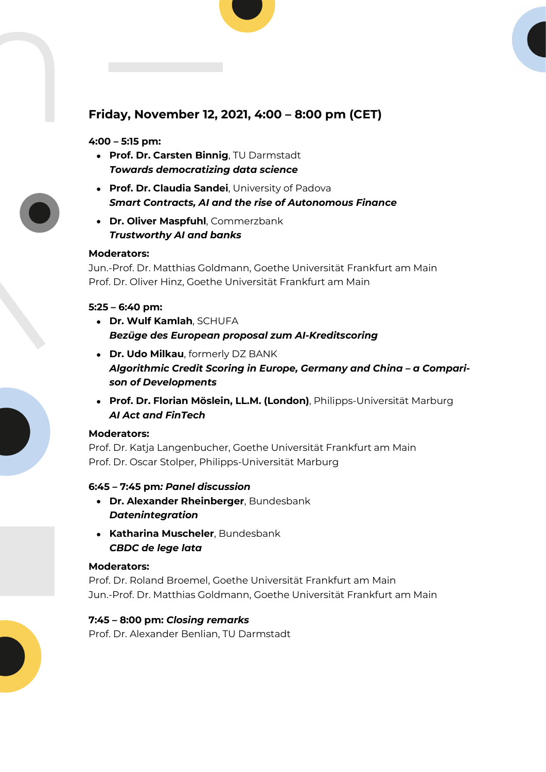## Friday, November 12, 2021, 4:00 – 8:00 pm (CET)

**4:00 – 5:15 pm:**

- **Prof. Dr. Carsten Binnig**, TU Darmstadt
  ***Towards democratizing data science***
- **Prof. Dr. Claudia Sandei**, University of Padova
  ***Smart Contracts, AI and the rise of Autonomous Finance***
- **Dr. Oliver Maspfuhl**, Commerzbank
  ***Trustworthy AI and banks***

**Moderators:**
Jun.-Prof. Dr. Matthias Goldmann, Goethe Universität Frankfurt am Main
Prof. Dr. Oliver Hinz, Goethe Universität Frankfurt am Main

**5:25 – 6:40 pm:**

- **Dr. Wulf Kamlah**, SCHUFA
  ***Bezüge des European proposal zum AI-Kreditscoring***
- **Dr. Udo Milkau**, formerly DZ BANK
  ***Algorithmic Credit Scoring in Europe, Germany and China – a Comparison of Developments***
- **Prof. Dr. Florian Möslein, LL.M. (London)**, Philipps-Universität Marburg
  ***AI Act and FinTech***

**Moderators:**
Prof. Dr. Katja Langenbucher, Goethe Universität Frankfurt am Main
Prof. Dr. Oscar Stolper, Philipps-Universität Marburg

**6:45 – 7:45 pm*: Panel discussion***

- **Dr. Alexander Rheinberger**, Bundesbank
  ***Datenintegration***
- **Katharina Muscheler**, Bundesbank
  ***CBDC de lege lata***

**Moderators:**
Prof. Dr. Roland Broemel, Goethe Universität Frankfurt am Main
Jun.-Prof. Dr. Matthias Goldmann, Goethe Universität Frankfurt am Main

**7:45 – 8:00 pm:** ***Closing remarks***
Prof. Dr. Alexander Benlian, TU Darmstadt